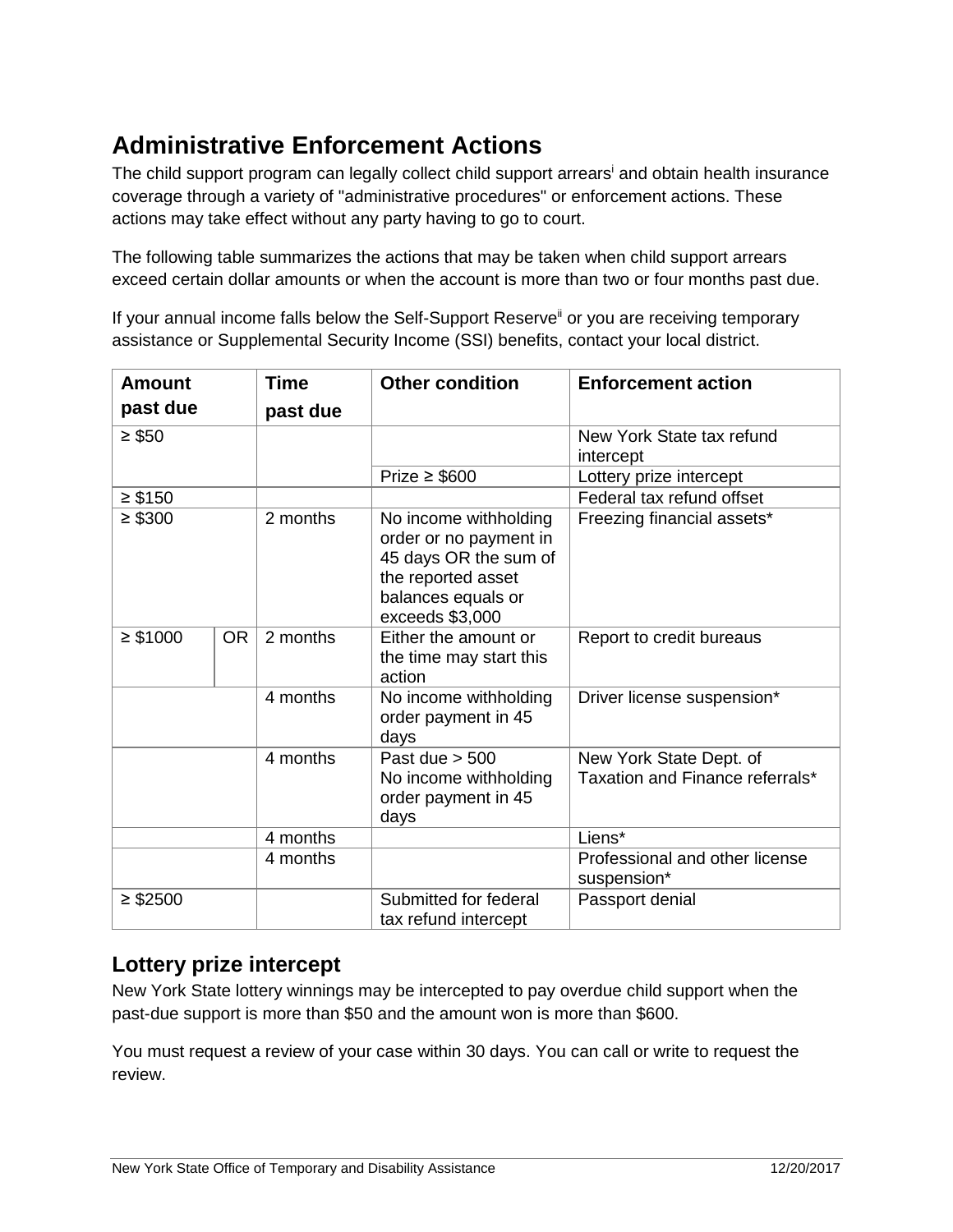# Administrative Enforcement Actions

The child support program can legally collect child support arrears[i] and obtain health insurance coverage through a variety of "administrative procedures" or enforcement actions. These actions may take effect without any party having to go to court.

The following table summarizes the actions that may be taken when child support arrears exceed certain dollar amounts or when the account is more than two or four months past due.

If your annual income falls below the Self-Support Reserve[ii] or you are receiving temporary assistance or Supplemental Security Income (SSI) benefits, contact your local district.

| Amount past due | | Time past due | Other condition | Enforcement action |
|---|---|---|---|---|
| ≥ $50 | | | | New York State tax refund intercept |
| | | | Prize ≥ $600 | Lottery prize intercept |
| ≥ $150 | | | | Federal tax refund offset |
| ≥ $300 | | 2 months | No income withholding order or no payment in 45 days OR the sum of the reported asset balances equals or exceeds $3,000 | Freezing financial assets* |
| ≥ $1000 | OR | 2 months | Either the amount or the time may start this action | Report to credit bureaus |
| | | 4 months | No income withholding order payment in 45 days | Driver license suspension* |
| | | 4 months | Past due > 500<br>No income withholding order payment in 45 days | New York State Dept. of Taxation and Finance referrals* |
| | | 4 months | | Liens* |
| | | 4 months | | Professional and other license suspension* |
| ≥ $2500 | | | Submitted for federal tax refund intercept | Passport denial |

## Lottery prize intercept

New York State lottery winnings may be intercepted to pay overdue child support when the past-due support is more than $50 and the amount won is more than $600.

You must request a review of your case within 30 days. You can call or write to request the review.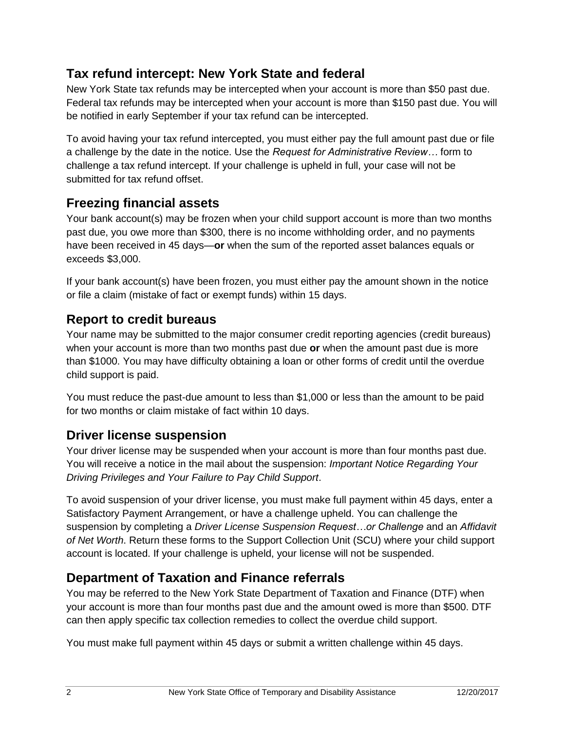## Tax refund intercept: New York State and federal

New York State tax refunds may be intercepted when your account is more than $50 past due. Federal tax refunds may be intercepted when your account is more than $150 past due. You will be notified in early September if your tax refund can be intercepted.

To avoid having your tax refund intercepted, you must either pay the full amount past due or file a challenge by the date in the notice. Use the *Request for Administrative Review…* form to challenge a tax refund intercept. If your challenge is upheld in full, your case will not be submitted for tax refund offset.

## Freezing financial assets

Your bank account(s) may be frozen when your child support account is more than two months past due, you owe more than $300, there is no income withholding order, and no payments have been received in 45 days—**or** when the sum of the reported asset balances equals or exceeds $3,000.

If your bank account(s) have been frozen, you must either pay the amount shown in the notice or file a claim (mistake of fact or exempt funds) within 15 days.

## Report to credit bureaus

Your name may be submitted to the major consumer credit reporting agencies (credit bureaus) when your account is more than two months past due **or** when the amount past due is more than $1000. You may have difficulty obtaining a loan or other forms of credit until the overdue child support is paid.

You must reduce the past-due amount to less than $1,000 or less than the amount to be paid for two months or claim mistake of fact within 10 days.

## Driver license suspension

Your driver license may be suspended when your account is more than four months past due. You will receive a notice in the mail about the suspension: *Important Notice Regarding Your Driving Privileges and Your Failure to Pay Child Support*.

To avoid suspension of your driver license, you must make full payment within 45 days, enter a Satisfactory Payment Arrangement, or have a challenge upheld. You can challenge the suspension by completing a *Driver License Suspension Request…or Challenge* and an *Affidavit of Net Worth*. Return these forms to the Support Collection Unit (SCU) where your child support account is located. If your challenge is upheld, your license will not be suspended.

## Department of Taxation and Finance referrals

You may be referred to the New York State Department of Taxation and Finance (DTF) when your account is more than four months past due and the amount owed is more than $500. DTF can then apply specific tax collection remedies to collect the overdue child support.

You must make full payment within 45 days or submit a written challenge within 45 days.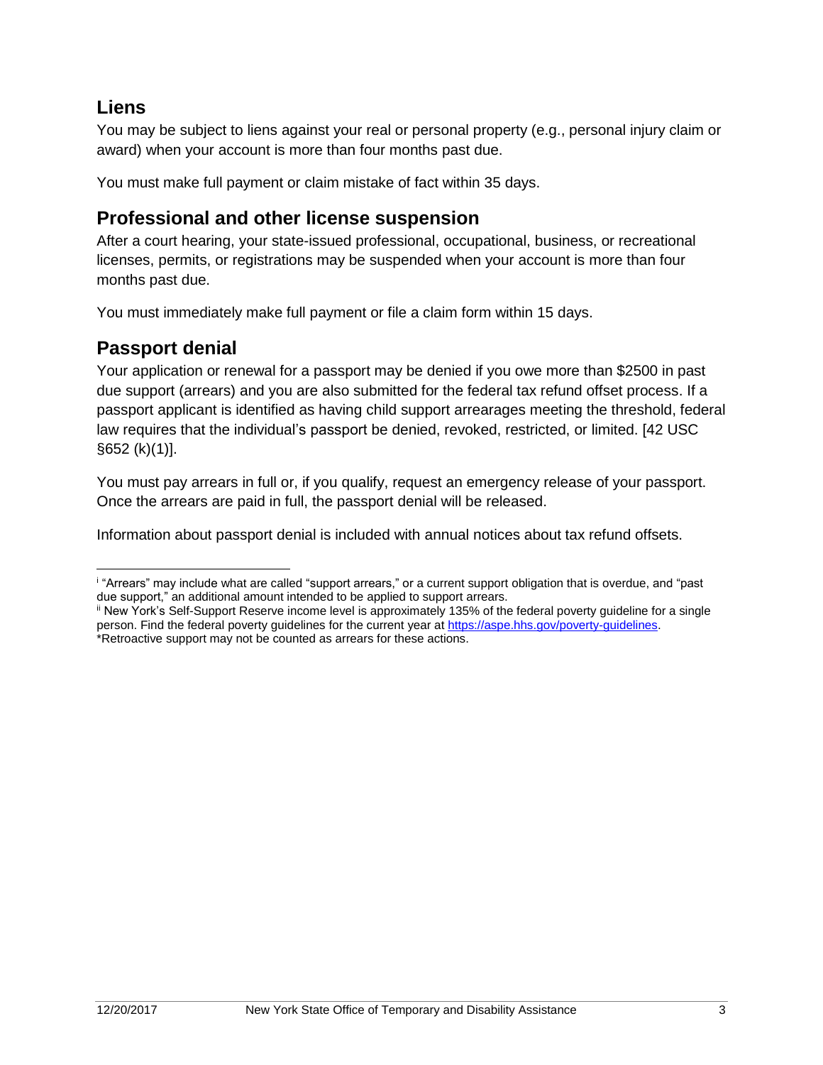## Liens

You may be subject to liens against your real or personal property (e.g., personal injury claim or award) when your account is more than four months past due.

You must make full payment or claim mistake of fact within 35 days.

## Professional and other license suspension

After a court hearing, your state-issued professional, occupational, business, or recreational licenses, permits, or registrations may be suspended when your account is more than four months past due.

You must immediately make full payment or file a claim form within 15 days.

## Passport denial

Your application or renewal for a passport may be denied if you owe more than $2500 in past due support (arrears) and you are also submitted for the federal tax refund offset process. If a passport applicant is identified as having child support arrearages meeting the threshold, federal law requires that the individual's passport be denied, revoked, restricted, or limited. [42 USC §652 (k)(1)].

You must pay arrears in full or, if you qualify, request an emergency release of your passport. Once the arrears are paid in full, the passport denial will be released.

Information about passport denial is included with annual notices about tax refund offsets.

---

[i] "Arrears" may include what are called "support arrears," or a current support obligation that is overdue, and "past due support," an additional amount intended to be applied to support arrears.

[ii] New York's Self-Support Reserve income level is approximately 135% of the federal poverty guideline for a single person. Find the federal poverty guidelines for the current year at https://aspe.hhs.gov/poverty-guidelines.

*Retroactive support may not be counted as arrears for these actions.